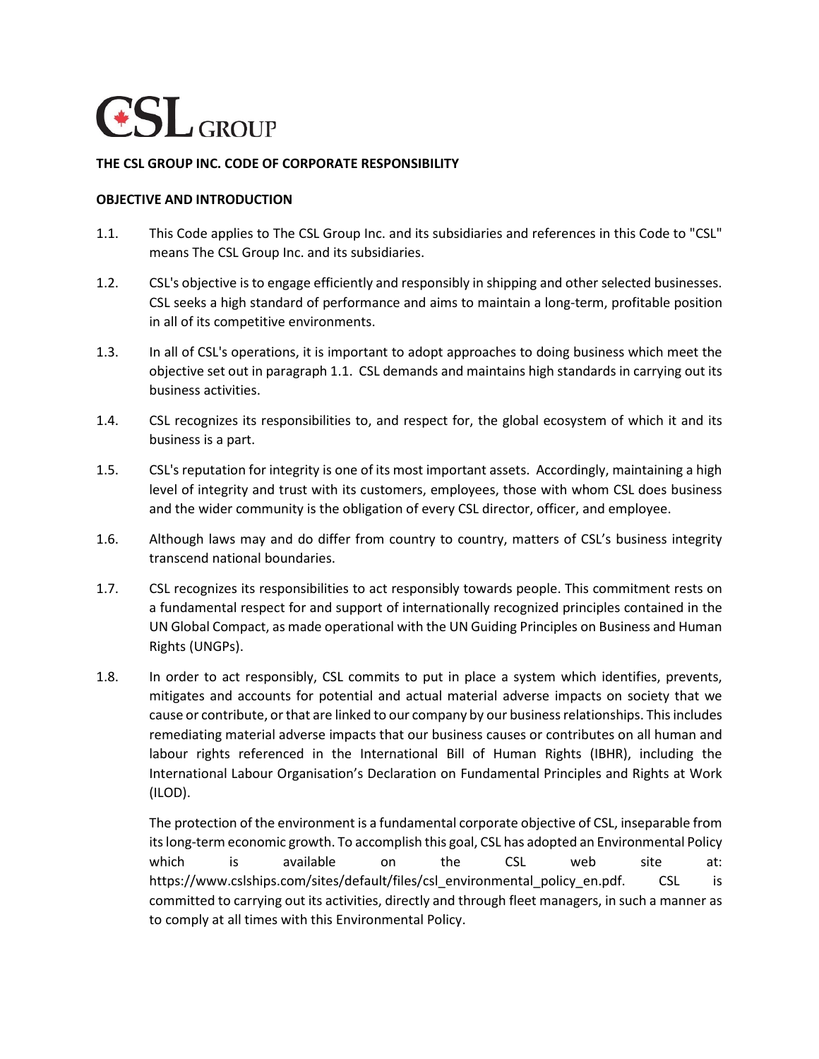CSL GROUP

**THE CSL GROUP INC. CODE OF CORPORATE RESPONSIBILITY**

**OBJECTIVE AND INTRODUCTION**

1.1. This Code applies to The CSL Group Inc. and its subsidiaries and references in this Code to "CSL" means The CSL Group Inc. and its subsidiaries.

1.2. CSL's objective is to engage efficiently and responsibly in shipping and other selected businesses. CSL seeks a high standard of performance and aims to maintain a long-term, profitable position in all of its competitive environments.

1.3. In all of CSL's operations, it is important to adopt approaches to doing business which meet the objective set out in paragraph 1.1. CSL demands and maintains high standards in carrying out its business activities.

1.4. CSL recognizes its responsibilities to, and respect for, the global ecosystem of which it and its business is a part.

1.5. CSL's reputation for integrity is one of its most important assets. Accordingly, maintaining a high level of integrity and trust with its customers, employees, those with whom CSL does business and the wider community is the obligation of every CSL director, officer, and employee.

1.6. Although laws may and do differ from country to country, matters of CSL's business integrity transcend national boundaries.

1.7. CSL recognizes its responsibilities to act responsibly towards people. This commitment rests on a fundamental respect for and support of internationally recognized principles contained in the UN Global Compact, as made operational with the UN Guiding Principles on Business and Human Rights (UNGPs).

1.8. In order to act responsibly, CSL commits to put in place a system which identifies, prevents, mitigates and accounts for potential and actual material adverse impacts on society that we cause or contribute, or that are linked to our company by our business relationships. This includes remediating material adverse impacts that our business causes or contributes on all human and labour rights referenced in the International Bill of Human Rights (IBHR), including the International Labour Organisation's Declaration on Fundamental Principles and Rights at Work (ILOD).

The protection of the environment is a fundamental corporate objective of CSL, inseparable from its long-term economic growth. To accomplish this goal, CSL has adopted an Environmental Policy which is available on the CSL web site at: https://www.cslships.com/sites/default/files/csl_environmental_policy_en.pdf. CSL is committed to carrying out its activities, directly and through fleet managers, in such a manner as to comply at all times with this Environmental Policy.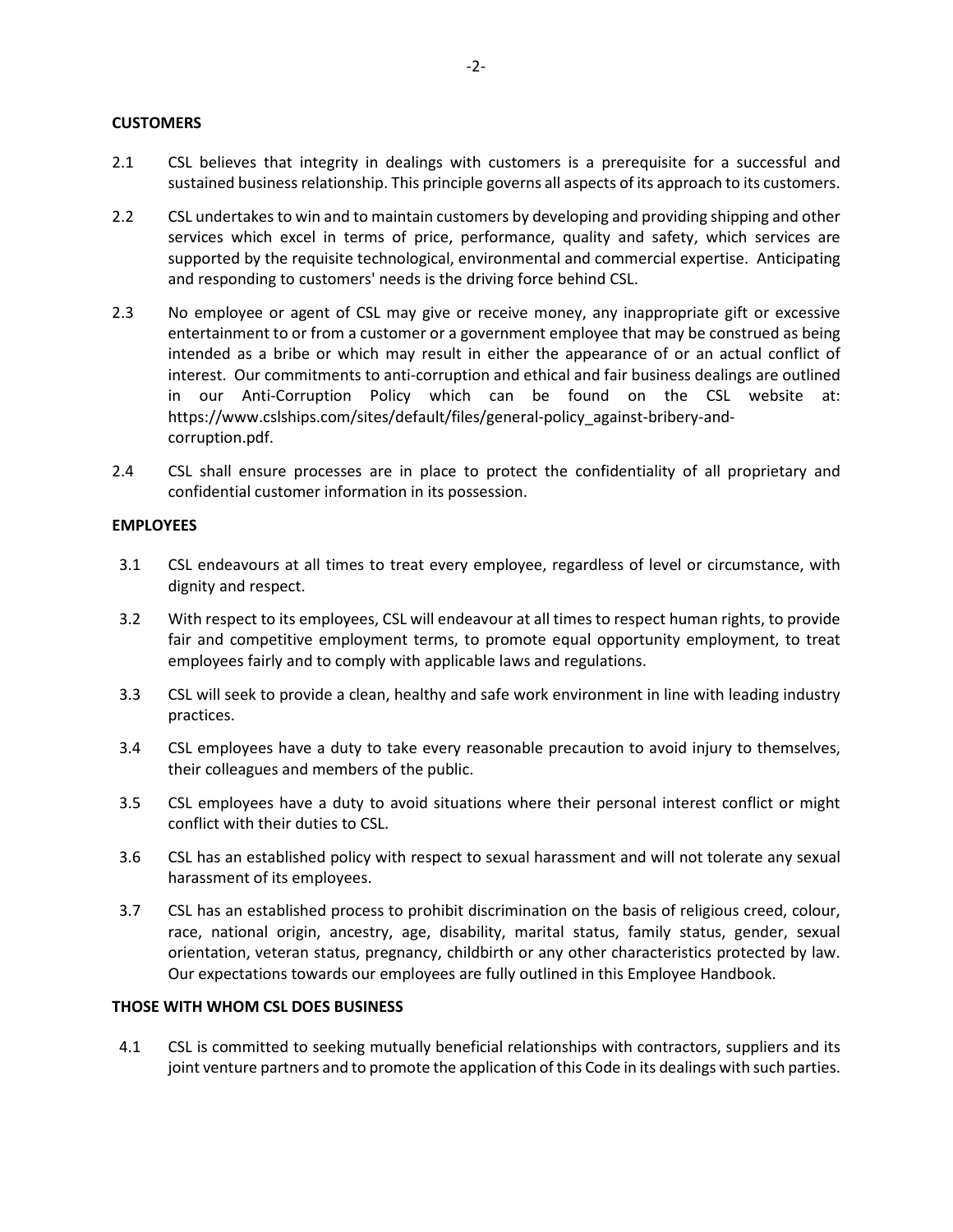## CUSTOMERS

2.1 CSL believes that integrity in dealings with customers is a prerequisite for a successful and sustained business relationship. This principle governs all aspects of its approach to its customers.

2.2 CSL undertakes to win and to maintain customers by developing and providing shipping and other services which excel in terms of price, performance, quality and safety, which services are supported by the requisite technological, environmental and commercial expertise. Anticipating and responding to customers' needs is the driving force behind CSL.

2.3 No employee or agent of CSL may give or receive money, any inappropriate gift or excessive entertainment to or from a customer or a government employee that may be construed as being intended as a bribe or which may result in either the appearance of or an actual conflict of interest. Our commitments to anti-corruption and ethical and fair business dealings are outlined in our Anti-Corruption Policy which can be found on the CSL website at: https://www.cslships.com/sites/default/files/general-policy_against-bribery-and-corruption.pdf.

2.4 CSL shall ensure processes are in place to protect the confidentiality of all proprietary and confidential customer information in its possession.

## EMPLOYEES

3.1 CSL endeavours at all times to treat every employee, regardless of level or circumstance, with dignity and respect.

3.2 With respect to its employees, CSL will endeavour at all times to respect human rights, to provide fair and competitive employment terms, to promote equal opportunity employment, to treat employees fairly and to comply with applicable laws and regulations.

3.3 CSL will seek to provide a clean, healthy and safe work environment in line with leading industry practices.

3.4 CSL employees have a duty to take every reasonable precaution to avoid injury to themselves, their colleagues and members of the public.

3.5 CSL employees have a duty to avoid situations where their personal interest conflict or might conflict with their duties to CSL.

3.6 CSL has an established policy with respect to sexual harassment and will not tolerate any sexual harassment of its employees.

3.7 CSL has an established process to prohibit discrimination on the basis of religious creed, colour, race, national origin, ancestry, age, disability, marital status, family status, gender, sexual orientation, veteran status, pregnancy, childbirth or any other characteristics protected by law. Our expectations towards our employees are fully outlined in this Employee Handbook.

## THOSE WITH WHOM CSL DOES BUSINESS

4.1 CSL is committed to seeking mutually beneficial relationships with contractors, suppliers and its joint venture partners and to promote the application of this Code in its dealings with such parties.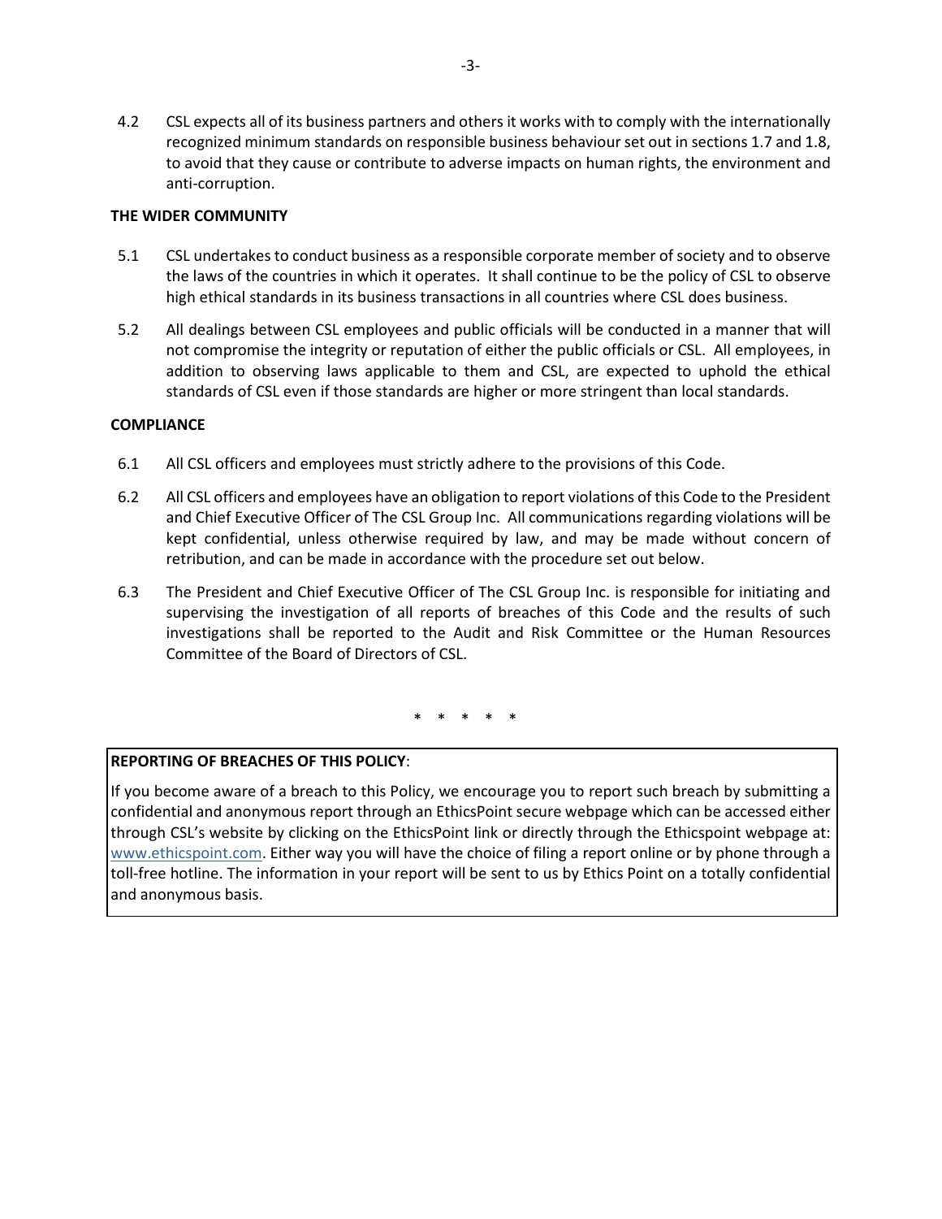4.2 CSL expects all of its business partners and others it works with to comply with the internationally recognized minimum standards on responsible business behaviour set out in sections 1.7 and 1.8, to avoid that they cause or contribute to adverse impacts on human rights, the environment and anti-corruption.

**THE WIDER COMMUNITY**

5.1 CSL undertakes to conduct business as a responsible corporate member of society and to observe the laws of the countries in which it operates. It shall continue to be the policy of CSL to observe high ethical standards in its business transactions in all countries where CSL does business.

5.2 All dealings between CSL employees and public officials will be conducted in a manner that will not compromise the integrity or reputation of either the public officials or CSL. All employees, in addition to observing laws applicable to them and CSL, are expected to uphold the ethical standards of CSL even if those standards are higher or more stringent than local standards.

**COMPLIANCE**

6.1 All CSL officers and employees must strictly adhere to the provisions of this Code.

6.2 All CSL officers and employees have an obligation to report violations of this Code to the President and Chief Executive Officer of The CSL Group Inc. All communications regarding violations will be kept confidential, unless otherwise required by law, and may be made without concern of retribution, and can be made in accordance with the procedure set out below.

6.3 The President and Chief Executive Officer of The CSL Group Inc. is responsible for initiating and supervising the investigation of all reports of breaches of this Code and the results of such investigations shall be reported to the Audit and Risk Committee or the Human Resources Committee of the Board of Directors of CSL.

\* \* \* \* \*

**REPORTING OF BREACHES OF THIS POLICY**:

If you become aware of a breach to this Policy, we encourage you to report such breach by submitting a confidential and anonymous report through an EthicsPoint secure webpage which can be accessed either through CSL's website by clicking on the EthicsPoint link or directly through the Ethicspoint webpage at: [www.ethicspoint.com](www.ethicspoint.com). Either way you will have the choice of filing a report online or by phone through a toll-free hotline. The information in your report will be sent to us by Ethics Point on a totally confidential and anonymous basis.